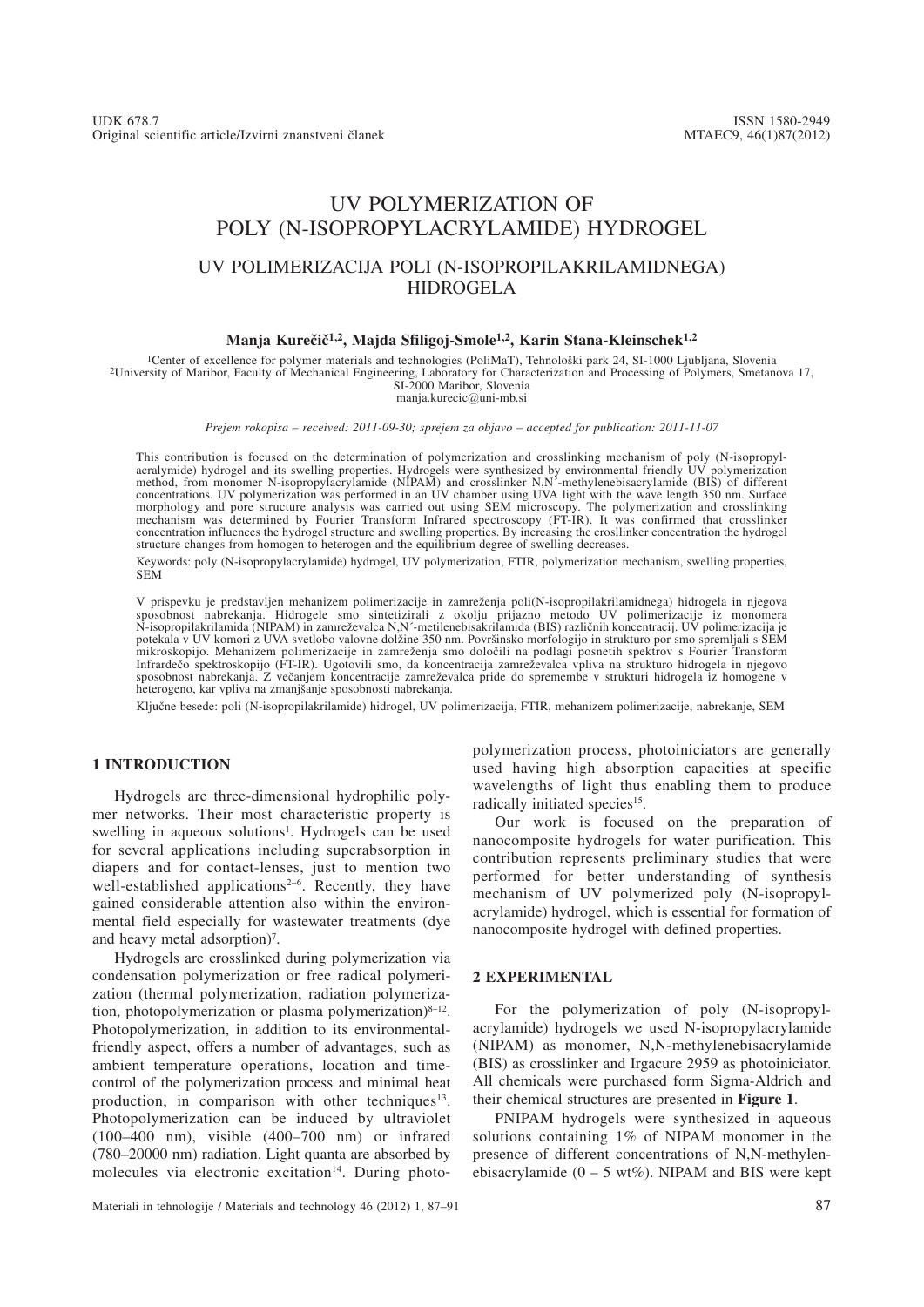UDK 678.7
Original scientific article/Izvirni znanstveni članek

ISSN 1580-2949
MTAEC9, 46(1)87(2012)

# UV POLYMERIZATION OF POLY (N-ISOPROPYLACRYLAMIDE) HYDROGEL

## UV POLIMERIZACIJA POLI (N-ISOPROPILAKRILAMIDNEGA) HIDROGELA

**Manja Kurečič[1,2], Majda Sfiligoj-Smole[1,2], Karin Stana-Kleinschek[1,2]**

[1]Center of excellence for polymer materials and technologies (PoliMaT), Tehnološki park 24, SI-1000 Ljubljana, Slovenia
[2]University of Maribor, Faculty of Mechanical Engineering, Laboratory for Characterization and Processing of Polymers, Smetanova 17, SI-2000 Maribor, Slovenia
manja.kurecic@uni-mb.si

*Prejem rokopisa – received: 2011-09-30; sprejem za objavo – accepted for publication: 2011-11-07*

This contribution is focused on the determination of polymerization and crosslinking mechanism of poly (N-isopropylacralymide) hydrogel and its swelling properties. Hydrogels were synthesized by environmental friendly UV polymerization method, from monomer N-isopropylacrylamide (NIPAM) and crosslinker N,N´-methylenebisacrylamide (BIS) of different concentrations. UV polymerization was performed in an UV chamber using UVA light with the wave length 350 nm. Surface morphology and pore structure analysis was carried out using SEM microscopy. The polymerization and crosslinking mechanism was determined by Fourier Transform Infrared spectroscopy (FT-IR). It was confirmed that crosslinker concentration influences the hydrogel structure and swelling properties. By increasing the crosslinker concentration the hydrogel structure changes from homogen to heterogen and the equilibrium degree of swelling decreases.

Keywords: poly (N-isopropylacrylamide) hydrogel, UV polymerization, FTIR, polymerization mechanism, swelling properties, SEM

V prispevku je predstavljen mehanizem polimerizacije in zamreženja poli(N-isopropilakrilamidnega) hidrogela in njegova sposobnost nabrekanja. Hidrogele smo sintetizirali z okolju prijazno metodo UV polimerizacije iz monomera N-isopropilakrilamida (NIPAM) in zamreževalca N,N´-metilenebisakrilamida (BIS) različnih koncentracij. UV polimerizacija je potekala v UV komori z UVA svetlobo valovne dolžine 350 nm. Površinsko morfologijo in strukturo por smo spremljali s SEM mikroskopijo. Mehanizem polimerizacije in zamreženja smo določili na podlagi posnetih spektrov s Fourier Transform Infrardečo spektroskopijo (FT-IR). Ugotovili smo, da koncentracija zamreževalca vpliva na strukturo hidrogela in njegovo sposobnost nabrekanja. Z večanjem koncentracije zamreževalca pride do spremembe v strukturi hidrogela iz homogene v heterogeno, kar vpliva na zmanjšanje sposobnosti nabrekanja.

Ključne besede: poli (N-isopropilakrilamide) hidrogel, UV polimerizacija, FTIR, mehanizem polimerizacije, nabrekanje, SEM

## 1 INTRODUCTION

Hydrogels are three-dimensional hydrophilic polymer networks. Their most characteristic property is swelling in aqueous solutions[1]. Hydrogels can be used for several applications including superabsorption in diapers and for contact-lenses, just to mention two well-established applications[2–6]. Recently, they have gained considerable attention also within the environmental field especially for wastewater treatments (dye and heavy metal adsorption)[7].

Hydrogels are crosslinked during polymerization via condensation polymerization or free radical polymerization (thermal polymerization, radiation polymerization, photopolymerization or plasma polymerization)[8–12]. Photopolymerization, in addition to its environmental-friendly aspect, offers a number of advantages, such as ambient temperature operations, location and time-control of the polymerization process and minimal heat production, in comparison with other techniques[13]. Photopolymerization can be induced by ultraviolet (100–400 nm), visible (400–700 nm) or infrared (780–20000 nm) radiation. Light quanta are absorbed by molecules via electronic excitation[14]. During photopolymerization process, photoiniciators are generally used having high absorption capacities at specific wavelengths of light thus enabling them to produce radically initiated species[15].

Our work is focused on the preparation of nanocomposite hydrogels for water purification. This contribution represents preliminary studies that were performed for better understanding of synthesis mechanism of UV polymerized poly (N-isopropylacrylamide) hydrogel, which is essential for formation of nanocomposite hydrogel with defined properties.

## 2 EXPERIMENTAL

For the polymerization of poly (N-isopropylacrylamide) hydrogels we used N-isopropylacrylamide (NIPAM) as monomer, N,N-methylenebisacrylamide (BIS) as crosslinker and Irgacure 2959 as photoiniciator. All chemicals were purchased form Sigma-Aldrich and their chemical structures are presented in **Figure 1**.

PNIPAM hydrogels were synthesized in aqueous solutions containing 1% of NIPAM monomer in the presence of different concentrations of N,N-methylenebisacrylamide (0 – 5 wt%). NIPAM and BIS were kept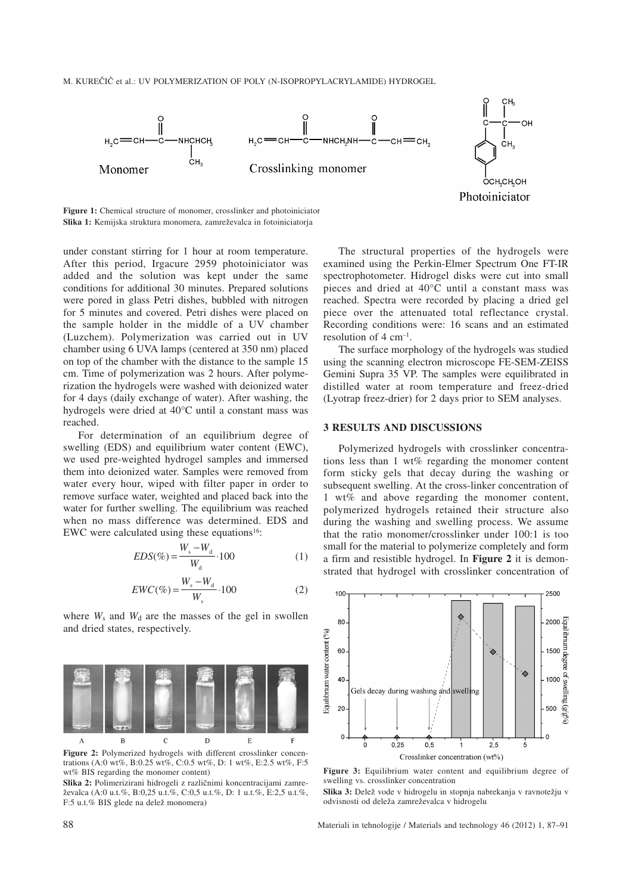**Figure 1:** Chemical structure of monomer, crosslinker and photoiniciator
**Slika 1:** Kemijska struktura monomera, zamreževalca in fotoiniciatorja

under constant stirring for 1 hour at room temperature. After this period, Irgacure 2959 photoiniciator was added and the solution was kept under the same conditions for additional 30 minutes. Prepared solutions were pored in glass Petri dishes, bubbled with nitrogen for 5 minutes and covered. Petri dishes were placed on the sample holder in the middle of a UV chamber (Luzchem). Polymerization was carried out in UV chamber using 6 UVA lamps (centered at 350 nm) placed on top of the chamber with the distance to the sample 15 cm. Time of polymerization was 2 hours. After polymerization the hydrogels were washed with deionized water for 4 days (daily exchange of water). After washing, the hydrogels were dried at 40°C until a constant mass was reached.

For determination of an equilibrium degree of swelling (EDS) and equilibrium water content (EWC), we used pre-weighted hydrogel samples and immersed them into deionized water. Samples were removed from water every hour, wiped with filter paper in order to remove surface water, weighted and placed back into the water for further swelling. The equilibrium was reached when no mass difference was determined. EDS and EWC were calculated using these equations[16]:

$$EDS(\%) = \frac{W_s - W_d}{W_d} \cdot 100 \quad (1)$$

$$EWC(\%) = \frac{W_s - W_d}{W_s} \cdot 100 \quad (2)$$

where $W_s$ and $W_d$ are the masses of the gel in swollen and dried states, respectively.

**Figure 2:** Polymerized hydrogels with different crosslinker concentrations (A:0 wt%, B:0.25 wt%, C:0.5 wt%, D: 1 wt%, E:2.5 wt%, F:5 wt% BIS regarding the monomer content)
**Slika 2:** Polimerizirani hidrogeli z različnimi koncentracijami zamreževalca (A:0 u.t.%, B:0,25 u.t.%, C:0,5 u.t.%, D: 1 u.t.%, E:2,5 u.t.%, F:5 u.t.% BIS glede na delež monomera)

The structural properties of the hydrogels were examined using the Perkin-Elmer Spectrum One FT-IR spectrophotometer. Hidrogel disks were cut into small pieces and dried at 40°C until a constant mass was reached. Spectra were recorded by placing a dried gel piece over the attenuated total reflectance crystal. Recording conditions were: 16 scans and an estimated resolution of 4 cm$^{-1}$.

The surface morphology of the hydrogels was studied using the scanning electron microscope FE-SEM-ZEISS Gemini Supra 35 VP. The samples were equilibrated in distilled water at room temperature and freez-dried (Lyotrap freez-drier) for 2 days prior to SEM analyses.

## 3 RESULTS AND DISCUSSIONS

Polymerized hydrogels with crosslinker concentrations less than 1 wt% regarding the monomer content form sticky gels that decay during the washing or subsequent swelling. At the cross-linker concentration of 1 wt% and above regarding the monomer content, polymerized hydrogels retained their structure also during the washing and swelling process. We assume that the ratio monomer/crosslinker under 100:1 is too small for the material to polymerize completely and form a firm and resistible hydrogel. In **Figure 2** it is demonstrated that hydrogel with crosslinker concentration of

**Figure 3:** Equilibrium water content and equilibrium degree of swelling vs. crosslinker concentration
**Slika 3:** Delež vode v hidrogelu in stopnja nabrekanja v ravnotežju v odvisnosti od deleža zamreževalca v hidrogelu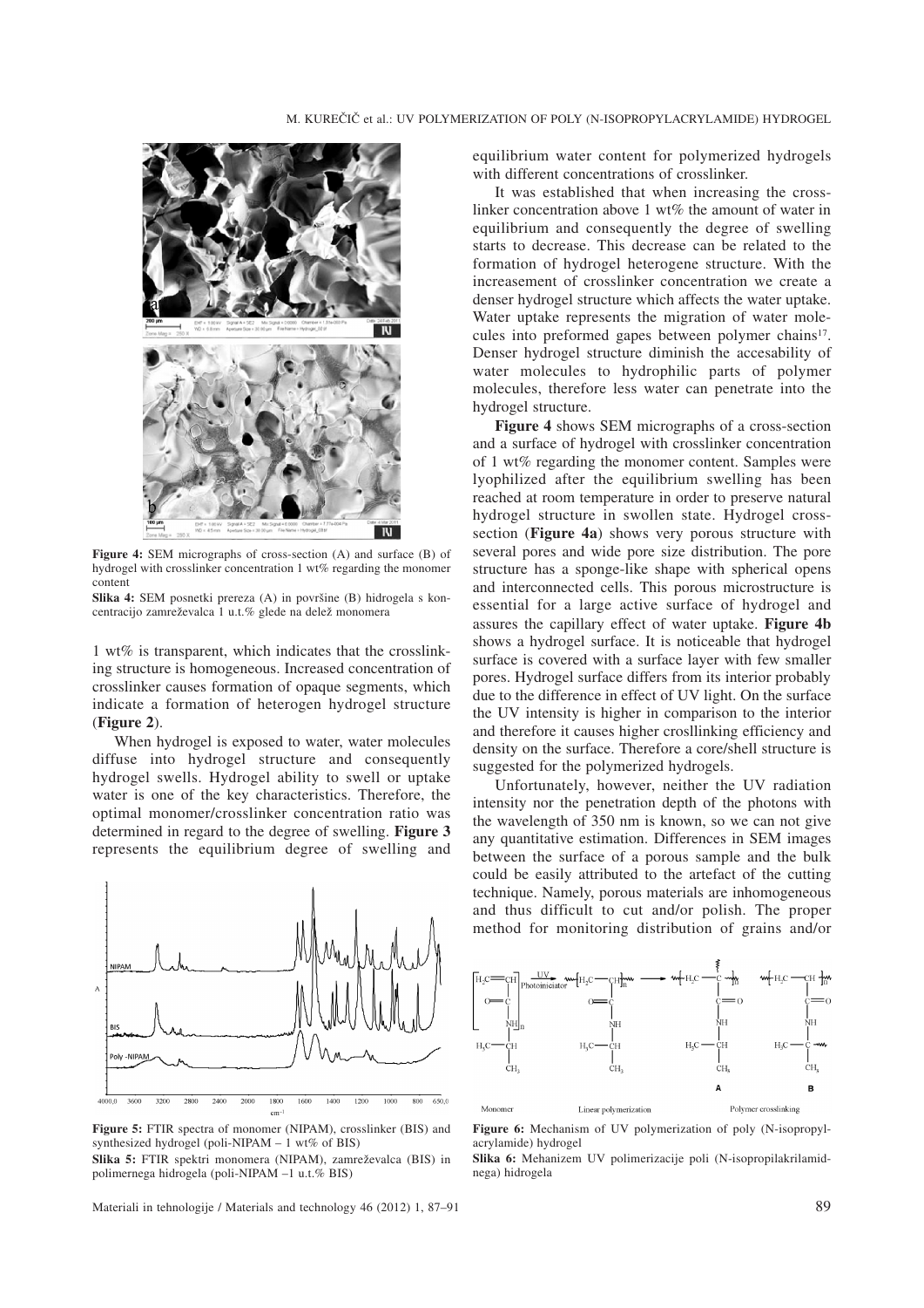Figure 4: SEM micrographs of cross-section (A) and surface (B) of hydrogel with crosslinker concentration 1 wt% regarding the monomer content

Slika 4: SEM posnetki prereza (A) in površine (B) hidrogela s koncentracijo zamreževalca 1 u.t.% glede na delež monomera

1 wt% is transparent, which indicates that the crosslinking structure is homogeneous. Increased concentration of crosslinker causes formation of opaque segments, which indicate a formation of heterogen hydrogel structure (**Figure 2**).

When hydrogel is exposed to water, water molecules diffuse into hydrogel structure and consequently hydrogel swells. Hydrogel ability to swell or uptake water is one of the key characteristics. Therefore, the optimal monomer/crosslinker concentration ratio was determined in regard to the degree of swelling. **Figure 3** represents the equilibrium degree of swelling and equilibrium water content for polymerized hydrogels with different concentrations of crosslinker.

It was established that when increasing the crosslinker concentration above 1 wt% the amount of water in equilibrium and consequently the degree of swelling starts to decrease. This decrease can be related to the formation of hydrogel heterogene structure. With the increasement of crosslinker concentration we create a denser hydrogel structure which affects the water uptake. Water uptake represents the migration of water molecules into preformed gapes between polymer chains[17]. Denser hydrogel structure diminish the accesability of water molecules to hydrophilic parts of polymer molecules, therefore less water can penetrate into the hydrogel structure.

**Figure 4** shows SEM micrographs of a cross-section and a surface of hydrogel with crosslinker concentration of 1 wt% regarding the monomer content. Samples were lyophilized after the equilibrium swelling has been reached at room temperature in order to preserve natural hydrogel structure in swollen state. Hydrogel cross-section (**Figure 4a**) shows very porous structure with several pores and wide pore size distribution. The pore structure has a sponge-like shape with spherical opens and interconnected cells. This porous microstructure is essential for a large active surface of hydrogel and assures the capillary effect of water uptake. **Figure 4b** shows a hydrogel surface. It is noticeable that hydrogel surface is covered with a surface layer with few smaller pores. Hydrogel surface differs from its interior probably due to the difference in effect of UV light. On the surface the UV intensity is higher in comparison to the interior and therefore it causes higher crosllinking efficiency and density on the surface. Therefore a core/shell structure is suggested for the polymerized hydrogels.

Unfortunately, however, neither the UV radiation intensity nor the penetration depth of the photons with the wavelength of 350 nm is known, so we can not give any quantitative estimation. Differences in SEM images between the surface of a porous sample and the bulk could be easily attributed to the artefact of the cutting technique. Namely, porous materials are inhomogeneous and thus difficult to cut and/or polish. The proper method for monitoring distribution of grains and/or

Figure 5: FTIR spectra of monomer (NIPAM), crosslinker (BIS) and synthesized hydrogel (poli-NIPAM – 1 wt% of BIS)

Slika 5: FTIR spektri monomera (NIPAM), zamreževalca (BIS) in polimernega hidrogela (poli-NIPAM –1 u.t.% BIS)

Figure 6: Mechanism of UV polymerization of poly (N-isopropylacrylamide) hydrogel

Slika 6: Mehanizem UV polimerizacije poli (N-isopropilakrilamidnega) hidrogela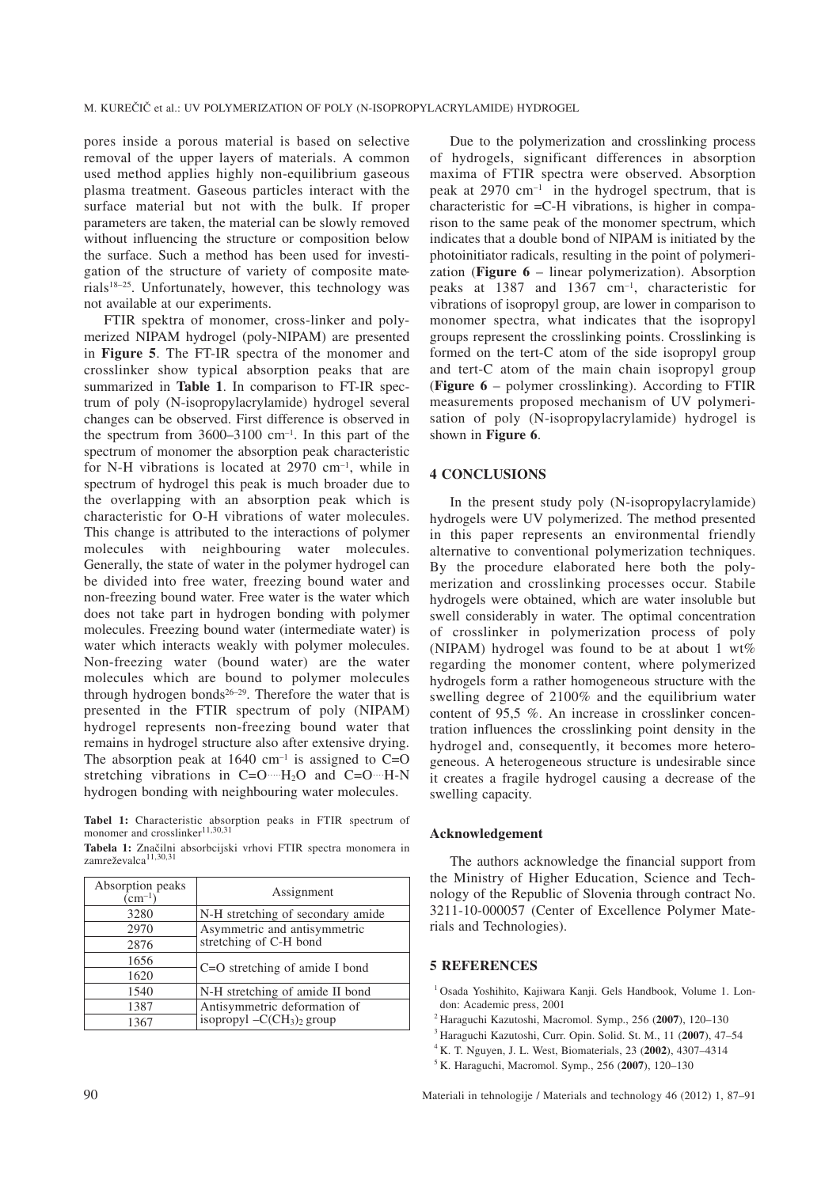pores inside a porous material is based on selective removal of the upper layers of materials. A common used method applies highly non-equilibrium gaseous plasma treatment. Gaseous particles interact with the surface material but not with the bulk. If proper parameters are taken, the material can be slowly removed without influencing the structure or composition below the surface. Such a method has been used for investigation of the structure of variety of composite materials[18–25]. Unfortunately, however, this technology was not available at our experiments.

FTIR spektra of monomer, cross-linker and polymerized NIPAM hydrogel (poly-NIPAM) are presented in **Figure 5**. The FT-IR spectra of the monomer and crosslinker show typical absorption peaks that are summarized in **Table 1**. In comparison to FT-IR spectrum of poly (N-isopropylacrylamide) hydrogel several changes can be observed. First difference is observed in the spectrum from 3600–3100 $cm^{-1}$. In this part of the spectrum of monomer the absorption peak characteristic for N-H vibrations is located at 2970 $cm^{-1}$, while in spectrum of hydrogel this peak is much broader due to the overlapping with an absorption peak which is characteristic for O-H vibrations of water molecules. This change is attributed to the interactions of polymer molecules with neighbouring water molecules. Generally, the state of water in the polymer hydrogel can be divided into free water, freezing bound water and non-freezing bound water. Free water is the water which does not take part in hydrogen bonding with polymer molecules. Freezing bound water (intermediate water) is water which interacts weakly with polymer molecules. Non-freezing water (bound water) are the water molecules which are bound to polymer molecules through hydrogen bonds[26–29]. Therefore the water that is presented in the FTIR spectrum of poly (NIPAM) hydrogel represents non-freezing bound water that remains in hydrogel structure also after extensive drying. The absorption peak at 1640 $cm^{-1}$ is assigned to C=O stretching vibrations in C=O····$H_2O$ and C=O····H-N hydrogen bonding with neighbouring water molecules.

**Tabel 1:** Characteristic absorption peaks in FTIR spectrum of monomer and crosslinker[11,30,31]

**Tabela 1:** Značilni absorbcijski vrhovi FTIR spectra monomera in zamreževalca[11,30,31]

| Absorption peaks ($cm^{-1}$) | Assignment |
|---|---|
| 3280 | N-H stretching of secondary amide |
| 2970 | Asymmetric and antisymmetric stretching of C-H bond |
| 2876 | |
| 1656 | C=O stretching of amide I bond |
| 1620 | |
| 1540 | N-H stretching of amide II bond |
| 1387 | Antisymmetric deformation of isopropyl $-C(CH_3)_2$ group |
| 1367 | |

Due to the polymerization and crosslinking process of hydrogels, significant differences in absorption maxima of FTIR spectra were observed. Absorption peak at 2970 $cm^{-1}$ in the hydrogel spectrum, that is characteristic for =C-H vibrations, is higher in comparison to the same peak of the monomer spectrum, which indicates that a double bond of NIPAM is initiated by the photoinitiator radicals, resulting in the point of polymerization (**Figure 6** – linear polymerization). Absorption peaks at 1387 and 1367 $cm^{-1}$, characteristic for vibrations of isopropyl group, are lower in comparison to monomer spectra, what indicates that the isopropyl groups represent the crosslinking points. Crosslinking is formed on the tert-C atom of the side isopropyl group and tert-C atom of the main chain isopropyl group (**Figure 6** – polymer crosslinking). According to FTIR measurements proposed mechanism of UV polymerisation of poly (N-isopropylacrylamide) hydrogel is shown in **Figure 6**.

## 4 CONCLUSIONS

In the present study poly (N-isopropylacrylamide) hydrogels were UV polymerized. The method presented in this paper represents an environmental friendly alternative to conventional polymerization techniques. By the procedure elaborated here both the polymerization and crosslinking processes occur. Stabile hydrogels were obtained, which are water insoluble but swell considerably in water. The optimal concentration of crosslinker in polymerization process of poly (NIPAM) hydrogel was found to be at about 1 wt% regarding the monomer content, where polymerized hydrogels form a rather homogeneous structure with the swelling degree of 2100% and the equilibrium water content of 95,5 %. An increase in crosslinker concentration influences the crosslinking point density in the hydrogel and, consequently, it becomes more heterogeneous. A heterogeneous structure is undesirable since it creates a fragile hydrogel causing a decrease of the swelling capacity.

### Acknowledgement

The authors acknowledge the financial support from the Ministry of Higher Education, Science and Technology of the Republic of Slovenia through contract No. 3211-10-000057 (Center of Excellence Polymer Materials and Technologies).

## 5 REFERENCES

[1] Osada Yoshihito, Kajiwara Kanji. Gels Handbook, Volume 1. London: Academic press, 2001

[2] Haraguchi Kazutoshi, Macromol. Symp., 256 (**2007**), 120–130

[3] Haraguchi Kazutoshi, Curr. Opin. Solid. St. M., 11 (**2007**), 47–54

[4] K. T. Nguyen, J. L. West, Biomaterials, 23 (**2002**), 4307–4314

[5] K. Haraguchi, Macromol. Symp., 256 (**2007**), 120–130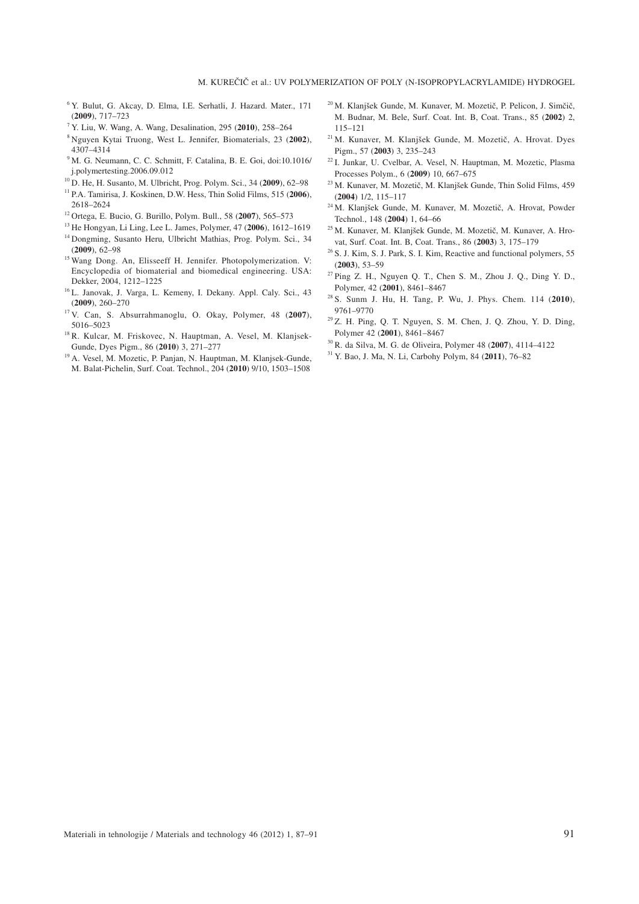[6] Y. Bulut, G. Akcay, D. Elma, I.E. Serhatli, J. Hazard. Mater., 171 (**2009**), 717–723

[7] Y. Liu, W. Wang, A. Wang, Desalination, 295 (**2010**), 258–264

[8] Nguyen Kytai Truong, West L. Jennifer, Biomaterials, 23 (**2002**), 4307–4314

[9] M. G. Neumann, C. C. Schmitt, F. Catalina, B. E. Goi, doi:10.1016/j.polymertesting.2006.09.012

[10] D. He, H. Susanto, M. Ulbricht, Prog. Polym. Sci., 34 (**2009**), 62–98

[11] P.A. Tamirisa, J. Koskinen, D.W. Hess, Thin Solid Films, 515 (**2006**), 2618–2624

[12] Ortega, E. Bucio, G. Burillo, Polym. Bull., 58 (**2007**), 565–573

[13] He Hongyan, Li Ling, Lee L. James, Polymer, 47 (**2006**), 1612–1619

[14] Dongming, Susanto Heru, Ulbricht Mathias, Prog. Polym. Sci., 34 (**2009**), 62–98

[15] Wang Dong. An, Elisseeff H. Jennifer. Photopolymerization. V: Encyclopedia of biomaterial and biomedical engineering. USA: Dekker, 2004, 1212–1225

[16] L. Janovak, J. Varga, L. Kemeny, I. Dekany. Appl. Caly. Sci., 43 (**2009**), 260–270

[17] V. Can, S. Absurrahmanoglu, O. Okay, Polymer, 48 (**2007**), 5016–5023

[18] R. Kulcar, M. Friskovec, N. Hauptman, A. Vesel, M. Klanjsek-Gunde, Dyes Pigm., 86 (**2010**) 3, 271–277

[19] A. Vesel, M. Mozetic, P. Panjan, N. Hauptman, M. Klanjsek-Gunde, M. Balat-Pichelin, Surf. Coat. Technol., 204 (**2010**) 9/10, 1503–1508

[20] M. Klanjšek Gunde, M. Kunaver, M. Mozetič, P. Pelicon, J. Simčič, M. Budnar, M. Bele, Surf. Coat. Int. B, Coat. Trans., 85 (**2002**) 2, 115–121

[21] M. Kunaver, M. Klanjšek Gunde, M. Mozetič, A. Hrovat. Dyes Pigm., 57 (**2003**) 3, 235–243

[22] I. Junkar, U. Cvelbar, A. Vesel, N. Hauptman, M. Mozetic, Plasma Processes Polym., 6 (**2009**) 10, 667–675

[23] M. Kunaver, M. Mozetič, M. Klanjšek Gunde, Thin Solid Films, 459 (**2004**) 1/2, 115–117

[24] M. Klanjšek Gunde, M. Kunaver, M. Mozetič, A. Hrovat, Powder Technol., 148 (**2004**) 1, 64–66

[25] M. Kunaver, M. Klanjšek Gunde, M. Mozetič, M. Kunaver, A. Hrovat, Surf. Coat. Int. B, Coat. Trans., 86 (**2003**) 3, 175–179

[26] S. J. Kim, S. J. Park, S. I. Kim, Reactive and functional polymers, 55 (**2003**), 53–59

[27] Ping Z. H., Nguyen Q. T., Chen S. M., Zhou J. Q., Ding Y. D., Polymer, 42 (**2001**), 8461–8467

[28] S. Sunm J. Hu, H. Tang, P. Wu, J. Phys. Chem. 114 (**2010**), 9761–9770

[29] Z. H. Ping, Q. T. Nguyen, S. M. Chen, J. Q. Zhou, Y. D. Ding, Polymer 42 (**2001**), 8461–8467

[30] R. da Silva, M. G. de Oliveira, Polymer 48 (**2007**), 4114–4122

[31] Y. Bao, J. Ma, N. Li, Carbohy Polym, 84 (**2011**), 76–82